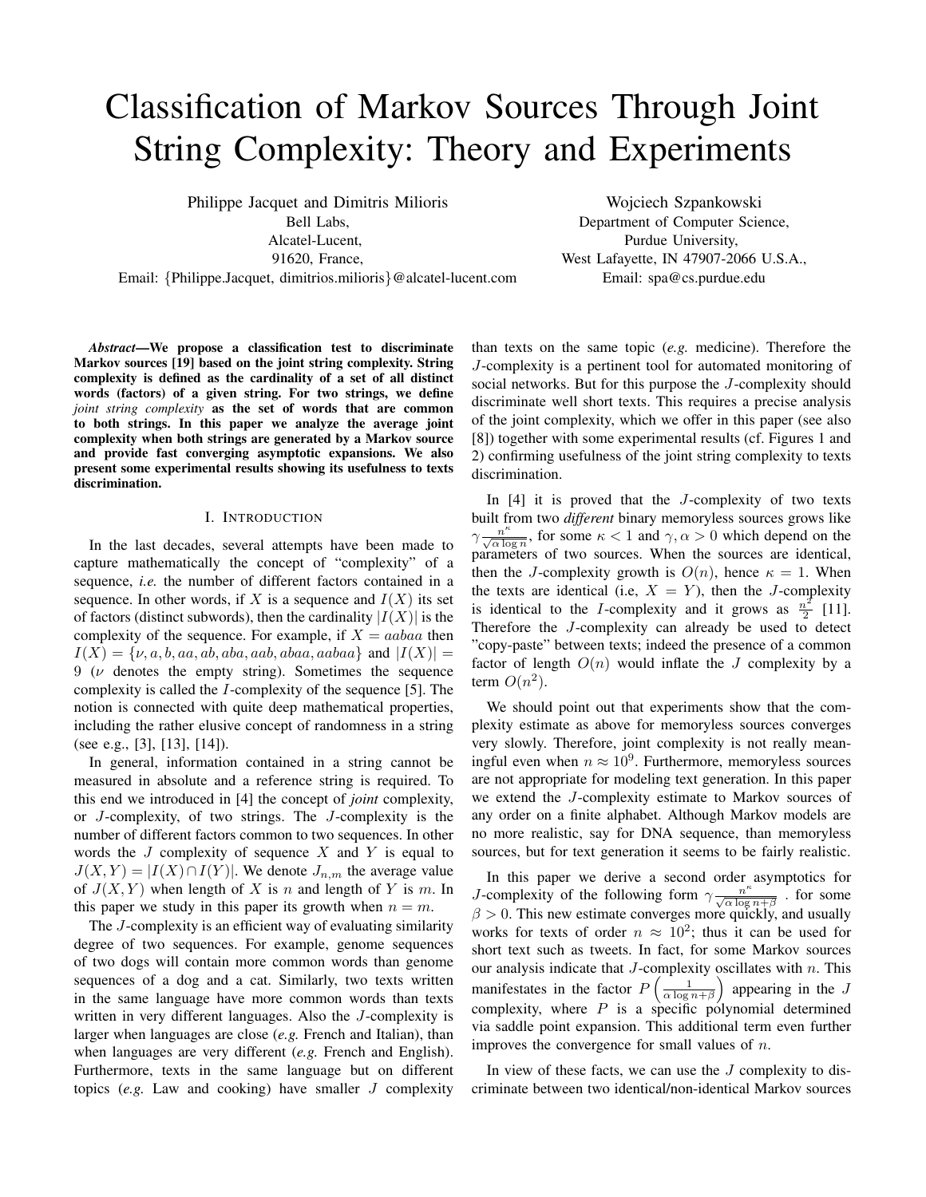# Classification of Markov Sources Through Joint String Complexity: Theory and Experiments

Philippe Jacquet and Dimitris Milioris
Bell Labs,
Alcatel-Lucent,
91620, France,
Email: {Philippe.Jacquet, dimitrios.milioris}@alcatel-lucent.com

Wojciech Szpankowski
Department of Computer Science,
Purdue University,
West Lafayette, IN 47907-2066 U.S.A.,
Email: spa@cs.purdue.edu

***Abstract*—We propose a classification test to discriminate Markov sources [19] based on the joint string complexity. String complexity is defined as the cardinality of a set of all distinct words (factors) of a given string. For two strings, we define *joint string complexity* as the set of words that are common to both strings. In this paper we analyze the average joint complexity when both strings are generated by a Markov source and provide fast converging asymptotic expansions. We also present some experimental results showing its usefulness to texts discrimination.**

## I. Introduction

In the last decades, several attempts have been made to capture mathematically the concept of "complexity" of a sequence, *i.e.* the number of different factors contained in a sequence. In other words, if $X$ is a sequence and $I(X)$ its set of factors (distinct subwords), then the cardinality $|I(X)|$ is the complexity of the sequence. For example, if $X = aabaa$ then $I(X) = \{\nu, a, b, aa, ab, aba, aab, abaa, aabaa\}$ and $|I(X)| = 9$ ($\nu$ denotes the empty string). Sometimes the sequence complexity is called the $I$-complexity of the sequence [5]. The notion is connected with quite deep mathematical properties, including the rather elusive concept of randomness in a string (see e.g., [3], [13], [14]).

In general, information contained in a string cannot be measured in absolute and a reference string is required. To this end we introduced in [4] the concept of *joint* complexity, or $J$-complexity, of two strings. The $J$-complexity is the number of different factors common to two sequences. In other words the $J$ complexity of sequence $X$ and $Y$ is equal to $J(X,Y) = |I(X) \cap I(Y)|$. We denote $J_{n,m}$ the average value of $J(X,Y)$ when length of $X$ is $n$ and length of $Y$ is $m$. In this paper we study in this paper its growth when $n = m$.

The $J$-complexity is an efficient way of evaluating similarity degree of two sequences. For example, genome sequences of two dogs will contain more common words than genome sequences of a dog and a cat. Similarly, two texts written in the same language have more common words than texts written in very different languages. Also the $J$-complexity is larger when languages are close (*e.g.* French and Italian), than when languages are very different (*e.g.* French and English). Furthermore, texts in the same language but on different topics (*e.g.* Law and cooking) have smaller $J$ complexity than texts on the same topic (*e.g.* medicine). Therefore the $J$-complexity is a pertinent tool for automated monitoring of social networks. But for this purpose the $J$-complexity should discriminate well short texts. This requires a precise analysis of the joint complexity, which we offer in this paper (see also [8]) together with some experimental results (cf. Figures 1 and 2) confirming usefulness of the joint string complexity to texts discrimination.

In [4] it is proved that the $J$-complexity of two texts built from two ***different*** binary memoryless sources grows like $\gamma \frac{n^\kappa}{\sqrt{\alpha \log n}}$, for some $\kappa < 1$ and $\gamma, \alpha > 0$ which depend on the parameters of two sources. When the sources are identical, then the $J$-complexity growth is $O(n)$, hence $\kappa = 1$. When the texts are identical (i.e, $X = Y$), then the $J$-complexity is identical to the $I$-complexity and it grows as $\frac{n^2}{2}$ [11]. Therefore the $J$-complexity can already be used to detect "copy-paste" between texts; indeed the presence of a common factor of length $O(n)$ would inflate the $J$ complexity by a term $O(n^2)$.

We should point out that experiments show that the complexity estimate as above for memoryless sources converges very slowly. Therefore, joint complexity is not really meaningful even when $n \approx 10^9$. Furthermore, memoryless sources are not appropriate for modeling text generation. In this paper we extend the $J$-complexity estimate to Markov sources of any order on a finite alphabet. Although Markov models are no more realistic, say for DNA sequence, than memoryless sources, but for text generation it seems to be fairly realistic.

In this paper we derive a second order asymptotics for $J$-complexity of the following form $\gamma \frac{n^\kappa}{\sqrt{\alpha \log n + \beta}}$ . for some $\beta > 0$. This new estimate converges more quickly, and usually works for texts of order $n \approx 10^2$; thus it can be used for short text such as tweets. In fact, for some Markov sources our analysis indicate that $J$-complexity oscillates with $n$. This manifestates in the factor $P\left(\frac{1}{\alpha \log n + \beta}\right)$ appearing in the $J$ complexity, where $P$ is a specific polynomial determined via saddle point expansion. This additional term even further improves the convergence for small values of $n$.

In view of these facts, we can use the $J$ complexity to discriminate between two identical/non-identical Markov sources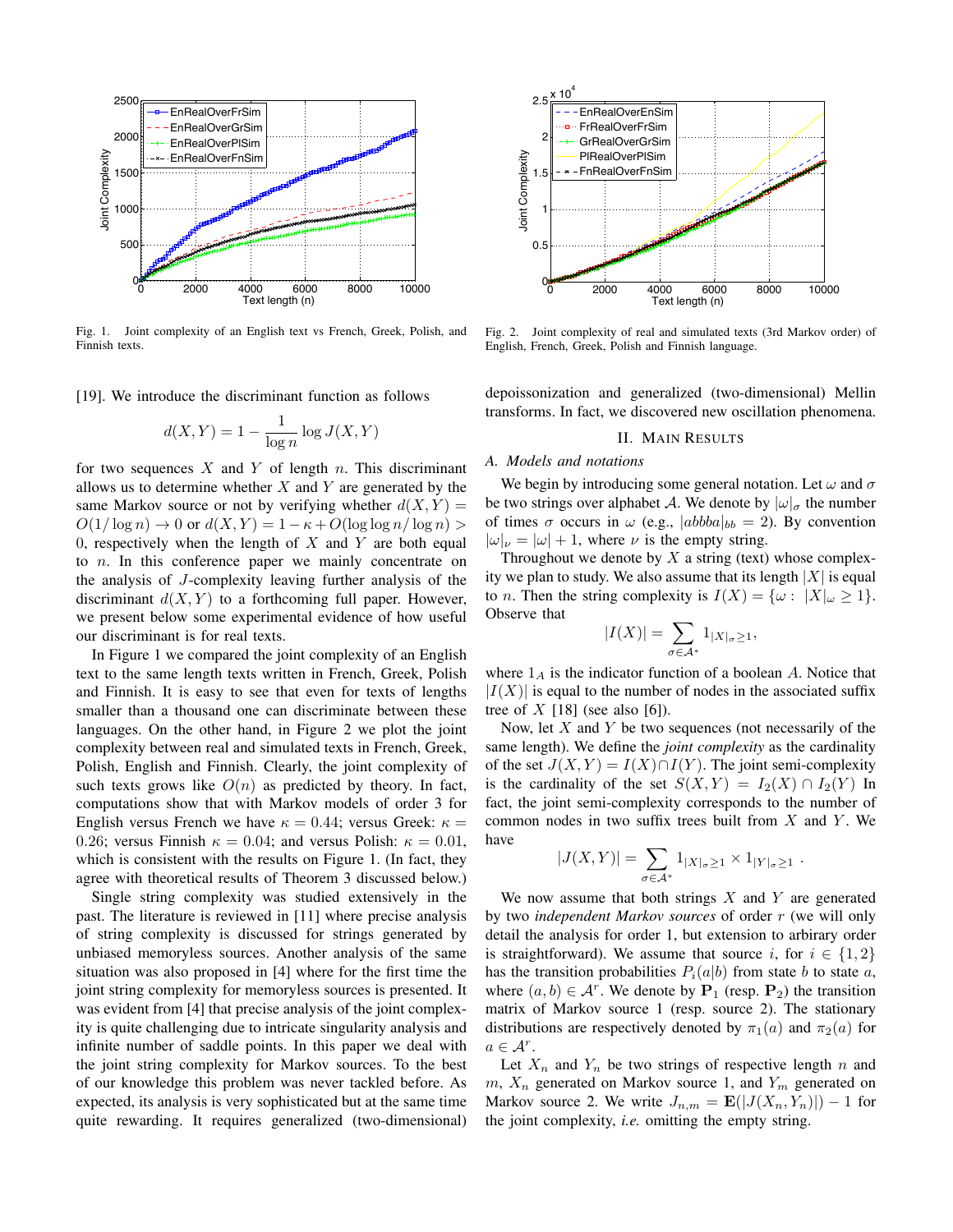Fig. 1. Joint complexity of an English text vs French, Greek, Polish, and Finnish texts.

Fig. 2. Joint complexity of real and simulated texts (3rd Markov order) of English, French, Greek, Polish and Finnish language.

[19]. We introduce the discriminant function as follows

$$d(X,Y) = 1 - \frac{1}{\log n} \log J(X,Y)$$

for two sequences $X$ and $Y$ of length $n$. This discriminant allows us to determine whether $X$ and $Y$ are generated by the same Markov source or not by verifying whether $d(X,Y) = O(1/\log n) \to 0$ or $d(X,Y) = 1 - \kappa + O(\log\log n / \log n) > 0$, respectively when the length of $X$ and $Y$ are both equal to $n$. In this conference paper we mainly concentrate on the analysis of $J$-complexity leaving further analysis of the discriminant $d(X,Y)$ to a forthcoming full paper. However, we present below some experimental evidence of how useful our discriminant is for real texts.

In Figure 1 we compared the joint complexity of an English text to the same length texts written in French, Greek, Polish and Finnish. It is easy to see that even for texts of lengths smaller than a thousand one can discriminate between these languages. On the other hand, in Figure 2 we plot the joint complexity between real and simulated texts in French, Greek, Polish, English and Finnish. Clearly, the joint complexity of such texts grows like $O(n)$ as predicted by theory. In fact, computations show that with Markov models of order 3 for English versus French we have $\kappa = 0.44$; versus Greek: $\kappa = 0.26$; versus Finnish $\kappa = 0.04$; and versus Polish: $\kappa = 0.01$, which is consistent with the results on Figure 1. (In fact, they agree with theoretical results of Theorem 3 discussed below.)

Single string complexity was studied extensively in the past. The literature is reviewed in [11] where precise analysis of string complexity is discussed for strings generated by unbiased memoryless sources. Another analysis of the same situation was also proposed in [4] where for the first time the joint string complexity for memoryless sources is presented. It was evident from [4] that precise analysis of the joint complexity is quite challenging due to intricate singularity analysis and infinite number of saddle points. In this paper we deal with the joint string complexity for Markov sources. To the best of our knowledge this problem was never tackled before. As expected, its analysis is very sophisticated but at the same time quite rewarding. It requires generalized (two-dimensional) depoissonization and generalized (two-dimensional) Mellin transforms. In fact, we discovered new oscillation phenomena.

## II. Main Results

### A. Models and notations

We begin by introducing some general notation. Let $\omega$ and $\sigma$ be two strings over alphabet $\mathcal{A}$. We denote by $|\omega|_\sigma$ the number of times $\sigma$ occurs in $\omega$ (e.g., $|abbba|_{bb} = 2$). By convention $|\omega|_\nu = |\omega| + 1$, where $\nu$ is the empty string.

Throughout we denote by $X$ a string (text) whose complexity we plan to study. We also assume that its length $|X|$ is equal to $n$. Then the string complexity is $I(X) = \{\omega : \ |X|_\omega \geq 1\}$. Observe that

$$|I(X)| = \sum_{\sigma \in \mathcal{A}^*} 1_{|X|_\sigma \geq 1},$$

where $1_A$ is the indicator function of a boolean $A$. Notice that $|I(X)|$ is equal to the number of nodes in the associated suffix tree of $X$ [18] (see also [6]).

Now, let $X$ and $Y$ be two sequences (not necessarily of the same length). We define the *joint complexity* as the cardinality of the set $J(X,Y) = I(X) \cap I(Y)$. The joint semi-complexity is the cardinality of the set $S(X,Y) = I_2(X) \cap I_2(Y)$ In fact, the joint semi-complexity corresponds to the number of common nodes in two suffix trees built from $X$ and $Y$. We have

$$|J(X,Y)| = \sum_{\sigma \in \mathcal{A}^*} 1_{|X|_\sigma \geq 1} \times 1_{|Y|_\sigma \geq 1} \ .$$

We now assume that both strings $X$ and $Y$ are generated by two *independent Markov sources* of order $r$ (we will only detail the analysis for order 1, but extension to arbirary order is straightforward). We assume that source $i$, for $i \in \{1,2\}$ has the transition probabilities $P_i(a|b)$ from state $b$ to state $a$, where $(a,b) \in \mathcal{A}^r$. We denote by $\mathbf{P}_1$ (resp. $\mathbf{P}_2$) the transition matrix of Markov source 1 (resp. source 2). The stationary distributions are respectively denoted by $\pi_1(a)$ and $\pi_2(a)$ for $a \in \mathcal{A}^r$.

Let $X_n$ and $Y_n$ be two strings of respective length $n$ and $m$, $X_n$ generated on Markov source 1, and $Y_m$ generated on Markov source 2. We write $J_{n,m} = \mathbf{E}(|J(X_n, Y_n)|) - 1$ for the joint complexity, *i.e.* omitting the empty string.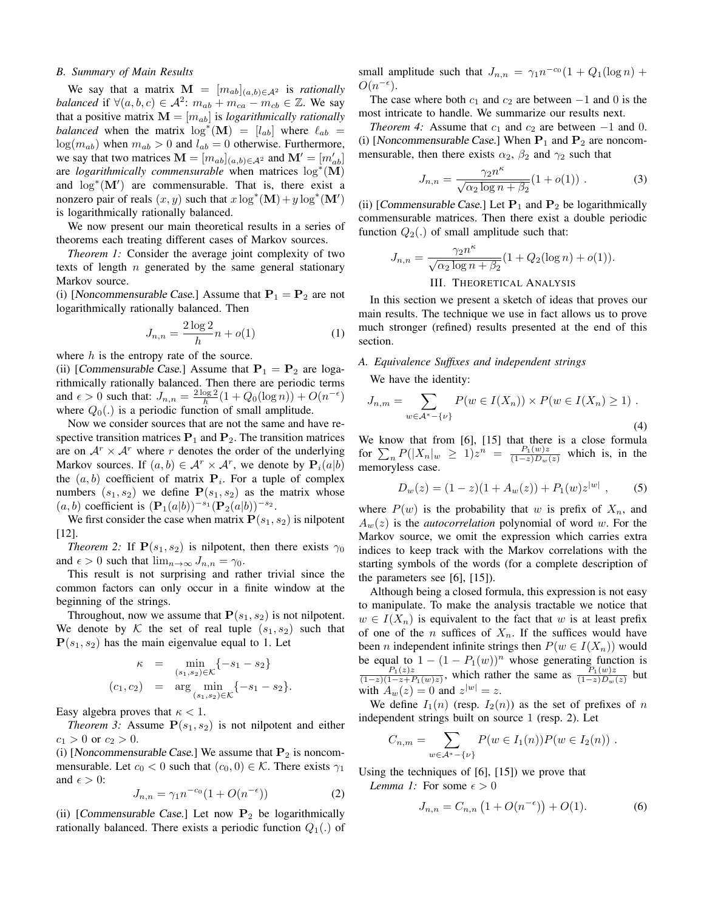### B. Summary of Main Results

We say that a matrix $\mathbf{M} = [m_{ab}]_{(a,b)\in\mathcal{A}^2}$ is *rationally balanced* if $\forall(a,b,c) \in \mathcal{A}^2$: $m_{ab} + m_{ca} - m_{cb} \in \mathbb{Z}$. We say that a positive matrix $\mathbf{M} = [m_{ab}]$ is *logarithmically rationally balanced* when the matrix $\log^*(\mathbf{M}) = [l_{ab}]$ where $\ell_{ab} = \log(m_{ab})$ when $m_{ab} > 0$ and $l_{ab} = 0$ otherwise. Furthermore, we say that two matrices $\mathbf{M} = [m_{ab}]_{(a,b)\in\mathcal{A}^2}$ and $\mathbf{M}' = [m'_{ab}]$ are *logarithmically commensurable* when matrices $\log^*(\mathbf{M})$ and $\log^*(\mathbf{M}')$ are commensurable. That is, there exist a nonzero pair of reals $(x, y)$ such that $x\log^*(\mathbf{M}) + y\log^*(\mathbf{M}')$ is logarithmically rationally balanced.

We now present our main theoretical results in a series of theorems each treating different cases of Markov sources.

*Theorem 1:* Consider the average joint complexity of two texts of length $n$ generated by the same general stationary Markov source.

(i) [Noncommensurable Case.] Assume that $\mathbf{P}_1 = \mathbf{P}_2$ are not logarithmically rationally balanced. Then

$$J_{n,n} = \frac{2\log 2}{h}n + o(1) \tag{1}$$

where $h$ is the entropy rate of the source.

(ii) [Commensurable Case.] Assume that $\mathbf{P}_1 = \mathbf{P}_2$ are logarithmically rationally balanced. Then there are periodic terms and $\epsilon > 0$ such that: $J_{n,n} = \frac{2\log 2}{h}(1 + Q_0(\log n)) + O(n^{-\epsilon})$ where $Q_0(.)$ is a periodic function of small amplitude.

Now we consider sources that are not the same and have respective transition matrices $\mathbf{P}_1$ and $\mathbf{P}_2$. The transition matrices are on $\mathcal{A}^r \times \mathcal{A}^r$ where $r$ denotes the order of the underlying Markov sources. If $(a, b) \in \mathcal{A}^r \times \mathcal{A}^r$, we denote by $\mathbf{P}_i(a|b)$ the $(a, b)$ coefficient of matrix $\mathbf{P}_i$. For a tuple of complex numbers $(s_1, s_2)$ we define $\mathbf{P}(s_1, s_2)$ as the matrix whose $(a, b)$ coefficient is $(\mathbf{P}_1(a|b))^{-s_1}(\mathbf{P}_2(a|b))^{-s_2}$.

We first consider the case when matrix $\mathbf{P}(s_1, s_2)$ is nilpotent [12].

*Theorem 2:* If $\mathbf{P}(s_1, s_2)$ is nilpotent, then there exists $\gamma_0$ and $\epsilon > 0$ such that $\lim_{n\to\infty} J_{n,n} = \gamma_0$.

This result is not surprising and rather trivial since the common factors can only occur in a finite window at the beginning of the strings.

Throughout, now we assume that $\mathbf{P}(s_1, s_2)$ is not nilpotent. We denote by $\mathcal{K}$ the set of real tuple $(s_1, s_2)$ such that $\mathbf{P}(s_1, s_2)$ has the main eigenvalue equal to 1. Let

$$\begin{aligned}
\kappa &= \min_{(s_1,s_2)\in\mathcal{K}}\{-s_1 - s_2\} \\
(c_1, c_2) &= \arg\min_{(s_1,s_2)\in\mathcal{K}}\{-s_1 - s_2\}.
\end{aligned}$$

Easy algebra proves that $\kappa < 1$.

*Theorem 3:* Assume $\mathbf{P}(s_1, s_2)$ is not nilpotent and either $c_1 > 0$ or $c_2 > 0$.

(i) [Noncommensurable Case.] We assume that $\mathbf{P}_2$ is noncommensurable. Let $c_0 < 0$ such that $(c_0, 0) \in \mathcal{K}$. There exists $\gamma_1$ and $\epsilon > 0$:

$$J_{n,n} = \gamma_1 n^{-c_0}(1 + O(n^{-\epsilon})) \tag{2}$$

(ii) [Commensurable Case.] Let now $\mathbf{P}_2$ be logarithmically rationally balanced. There exists a periodic function $Q_1(.)$ of small amplitude such that $J_{n,n} = \gamma_1 n^{-c_0}(1 + Q_1(\log n) + O(n^{-\epsilon})$.

The case where both $c_1$ and $c_2$ are between $-1$ and 0 is the most intricate to handle. We summarize our results next.

*Theorem 4:* Assume that $c_1$ and $c_2$ are between $-1$ and 0.

(i) [Noncommensurable Case.] When $\mathbf{P}_1$ and $\mathbf{P}_2$ are noncommensurable, then there exists $\alpha_2$, $\beta_2$ and $\gamma_2$ such that

$$J_{n,n} = \frac{\gamma_2 n^\kappa}{\sqrt{\alpha_2\log n + \beta_2}}(1 + o(1)) \ . \tag{3}$$

(ii) [Commensurable Case.] Let $\mathbf{P}_1$ and $\mathbf{P}_2$ be logarithmically commensurable matrices. Then there exist a double periodic function $Q_2(.)$ of small amplitude such that:

$$J_{n,n} = \frac{\gamma_2 n^\kappa}{\sqrt{\alpha_2\log n + \beta_2}}(1 + Q_2(\log n) + o(1)).$$

## III. Theoretical Analysis

In this section we present a sketch of ideas that proves our main results. The technique we use in fact allows us to prove much stronger (refined) results presented at the end of this section.

### A. Equivalence Suffixes and independent strings

We have the identity:

$$J_{n,m} = \sum_{w\in\mathcal{A}^*-\{\nu\}} P(w \in I(X_n)) \times P(w \in I(X_n) \geq 1) \ . \tag{4}$$

We know that from [6], [15] that there is a close formula for $\sum_n P(|X_n|_w \geq 1)z^n = \frac{P_1(w)z}{(1-z)D_w(z)}$ which is, in the memoryless case.

$$D_w(z) = (1 - z)(1 + A_w(z)) + P_1(w)z^{|w|} \ , \tag{5}$$

where $P(w)$ is the probability that $w$ is prefix of $X_n$, and $A_w(z)$ is the *autocorrelation* polynomial of word $w$. For the Markov source, we omit the expression which carries extra indices to keep track with the Markov correlations with the starting symbols of the words (for a complete description of the parameters see [6], [15]).

Although being a closed formula, this expression is not easy to manipulate. To make the analysis tractable we notice that $w \in I(X_n)$ is equivalent to the fact that $w$ is at least prefix of one of the $n$ suffices of $X_n$. If the suffices would have been $n$ independent infinite strings then $P(w \in I(X_n))$ would be equal to $1 - (1 - P_1(w))^n$ whose generating function is $\frac{P_1(z)z}{(1-z)(1-z+P_1(w)z)}$, which rather the same as $\frac{P_1(w)z}{(1-z)D_w(z)}$ but with $A_w(z) = 0$ and $z^{|w|} = z$.

We define $I_1(n)$ (resp. $I_2(n)$) as the set of prefixes of $n$ independent strings built on source 1 (resp. 2). Let

$$C_{n,m} = \sum_{w\in\mathcal{A}^*-\{\nu\}} P(w \in I_1(n))P(w \in I_2(n)) \ .$$

Using the techniques of [6], [15]) we prove that

*Lemma 1:* For some $\epsilon > 0$

$$J_{n,n} = C_{n,n}\left(1 + O(n^{-\epsilon})\right) + O(1). \tag{6}$$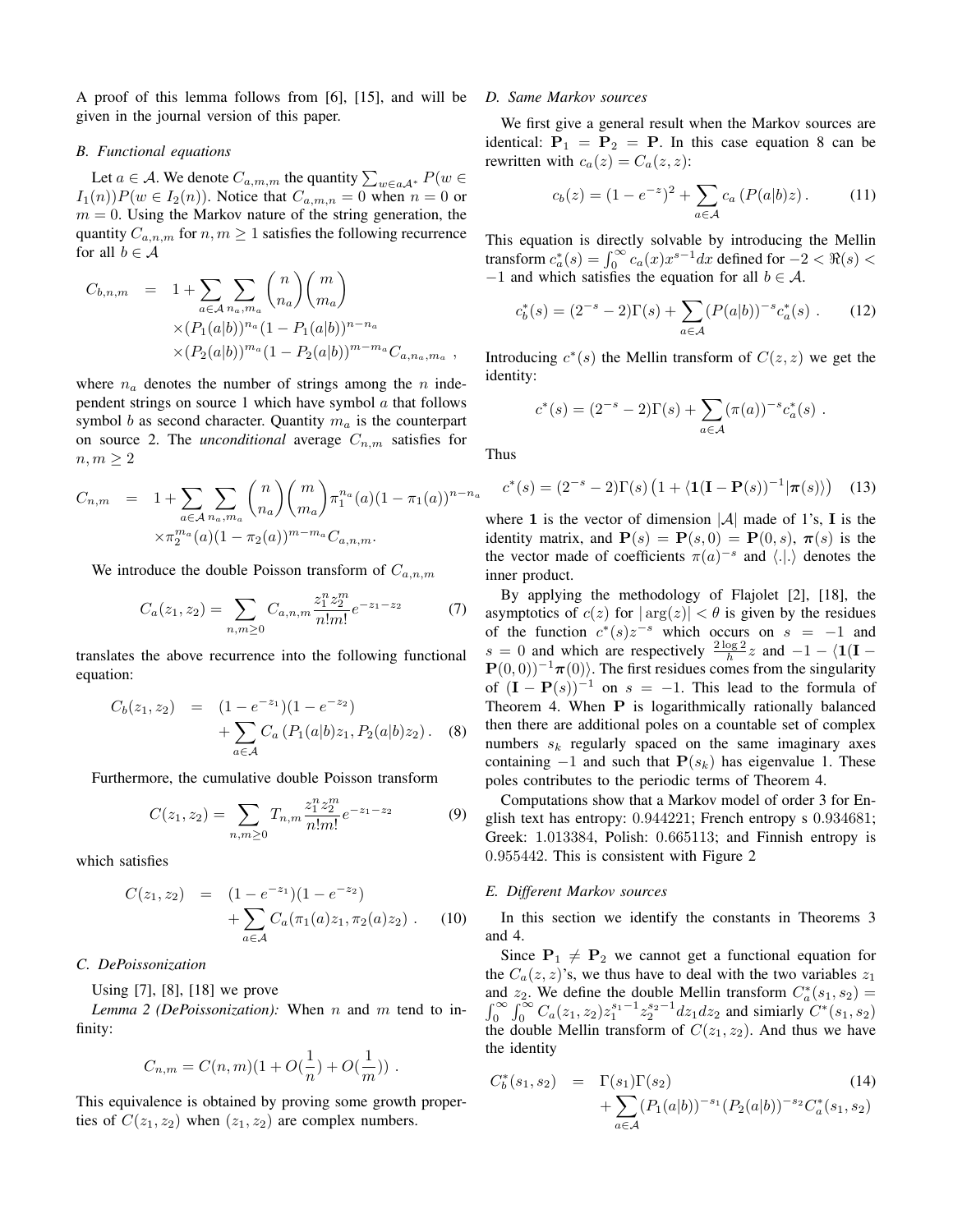A proof of this lemma follows from [6], [15], and will be given in the journal version of this paper.

### B. Functional equations

Let $a \in \mathcal{A}$. We denote $C_{a,m,m}$ the quantity $\sum_{w \in a\mathcal{A}^*} P(w \in I_1(n))P(w \in I_2(n))$. Notice that $C_{a,m,n} = 0$ when $n = 0$ or $m = 0$. Using the Markov nature of the string generation, the quantity $C_{a,n,m}$ for $n, m \geq 1$ satisfies the following recurrence for all $b \in \mathcal{A}$

$$
\begin{aligned}
C_{b,n,m} &= 1 + \sum_{a\in\mathcal{A}} \sum_{n_a, m_a} \binom{n}{n_a}\binom{m}{m_a} \\
&\quad \times (P_1(a|b))^{n_a}(1-P_1(a|b))^{n-n_a} \\
&\quad \times (P_2(a|b))^{m_a}(1-P_2(a|b))^{m-m_a} C_{a,n_a,m_a} ,
\end{aligned}
$$

where $n_a$ denotes the number of strings among the $n$ independent strings on source 1 which have symbol $a$ that follows symbol $b$ as second character. Quantity $m_a$ is the counterpart on source 2. The *unconditional* average $C_{n,m}$ satisfies for $n, m \geq 2$

$$
\begin{aligned}
C_{n,m} &= 1 + \sum_{a\in\mathcal{A}} \sum_{n_a, m_a} \binom{n}{n_a}\binom{m}{m_a} \pi_1^{n_a}(a)(1-\pi_1(a))^{n-n_a} \\
&\quad \times \pi_2^{m_a}(a)(1-\pi_2(a))^{m-m_a} C_{a,n,m}.
\end{aligned}
$$

We introduce the double Poisson transform of $C_{a,n,m}$

$$
C_a(z_1, z_2) = \sum_{n,m\geq 0} C_{a,n,m} \frac{z_1^n z_2^m}{n!m!} e^{-z_1 - z_2} \tag{7}
$$

translates the above recurrence into the following functional equation:

$$
\begin{aligned}
C_b(z_1, z_2) &= (1-e^{-z_1})(1-e^{-z_2}) \\
&\quad + \sum_{a\in\mathcal{A}} C_a\left(P_1(a|b)z_1, P_2(a|b)z_2\right). \quad (8)
\end{aligned}
$$

Furthermore, the cumulative double Poisson transform

$$
C(z_1, z_2) = \sum_{n,m\geq 0} T_{n,m} \frac{z_1^n z_2^m}{n!m!} e^{-z_1-z_2} \tag{9}
$$

which satisfies

$$
\begin{aligned}
C(z_1, z_2) &= (1-e^{-z_1})(1-e^{-z_2}) \\
&\quad + \sum_{a\in\mathcal{A}} C_a(\pi_1(a)z_1, \pi_2(a)z_2) . \quad (10)
\end{aligned}
$$

### C. DePoissonization

Using [7], [8], [18] we prove

*Lemma 2 (DePoissonization):* When $n$ and $m$ tend to infinity:

$$
C_{n,m} = C(n,m)(1 + O(\frac{1}{n}) + O(\frac{1}{m})) .
$$

This equivalence is obtained by proving some growth properties of $C(z_1, z_2)$ when $(z_1, z_2)$ are complex numbers.

### D. Same Markov sources

We first give a general result when the Markov sources are identical: $\mathbf{P}_1 = \mathbf{P}_2 = \mathbf{P}$. In this case equation 8 can be rewritten with $c_a(z) = C_a(z,z)$:

$$
c_b(z) = (1-e^{-z})^2 + \sum_{a\in\mathcal{A}} c_a\left(P(a|b)z\right). \tag{11}
$$

This equation is directly solvable by introducing the Mellin transform $c_a^*(s) = \int_0^\infty c_a(x)x^{s-1}dx$ defined for $-2 < \Re(s) < -1$ and which satisfies the equation for all $b \in \mathcal{A}$.

$$
c_b^*(s) = (2^{-s} - 2)\Gamma(s) + \sum_{a\in\mathcal{A}} (P(a|b))^{-s} c_a^*(s) . \tag{12}
$$

Introducing $c^*(s)$ the Mellin transform of $C(z,z)$ we get the identity:

$$
c^*(s) = (2^{-s} - 2)\Gamma(s) + \sum_{a\in\mathcal{A}} (\pi(a))^{-s} c_a^*(s) .
$$

Thus

$$
c^*(s) = (2^{-s} - 2)\Gamma(s)\left(1 + \langle \mathbf{1}(\mathbf{I} - \mathbf{P}(s))^{-1} | \boldsymbol{\pi}(s) \rangle\right) \tag{13}
$$

where $\mathbf{1}$ is the vector of dimension $|\mathcal{A}|$ made of 1's, $\mathbf{I}$ is the identity matrix, and $\mathbf{P}(s) = \mathbf{P}(s,0) = \mathbf{P}(0,s)$, $\boldsymbol{\pi}(s)$ is the vector made of coefficients $\pi(a)^{-s}$ and $\langle . | . \rangle$ denotes the inner product.

By applying the methodology of Flajolet [2], [18], the asymptotics of $c(z)$ for $|\arg(z)| < \theta$ is given by the residues of the function $c^*(s)z^{-s}$ which occurs on $s = -1$ and $s = 0$ and which are respectively $\frac{2\log 2}{h}z$ and $-1 - \langle \mathbf{1}(\mathbf{I} - \mathbf{P}(0,0))^{-1}\boldsymbol{\pi}(0) \rangle$. The first residues comes from the singularity of $(\mathbf{I} - \mathbf{P}(s))^{-1}$ on $s = -1$. This lead to the formula of Theorem 4. When $\mathbf{P}$ is logarithmically rationally balanced then there are additional poles on a countable set of complex numbers $s_k$ regularly spaced on the same imaginary axes containing $-1$ and such that $\mathbf{P}(s_k)$ has eigenvalue 1. These poles contributes to the periodic terms of Theorem 4.

Computations show that a Markov model of order 3 for English text has entropy: 0.944221; French entropy s 0.934681; Greek: 1.013384, Polish: 0.665113; and Finnish entropy is 0.955442. This is consistent with Figure 2

### E. Different Markov sources

In this section we identify the constants in Theorems 3 and 4.

Since $\mathbf{P}_1 \neq \mathbf{P}_2$ we cannot get a functional equation for the $C_a(z,z)$'s, we thus have to deal with the two variables $z_1$ and $z_2$. We define the double Mellin transform $C_a^*(s_1, s_2) = \int_0^\infty \int_0^\infty C_a(z_1, z_2) z_1^{s_1-1} z_2^{s_2-1} dz_1 dz_2$ and simiarly $C^*(s_1, s_2)$ the double Mellin transform of $C(z_1, z_2)$. And thus we have the identity

$$
\begin{aligned}
C_b^*(s_1, s_2) &= \Gamma(s_1)\Gamma(s_2) \quad (14) \\
&\quad + \sum_{a\in\mathcal{A}} (P_1(a|b))^{-s_1}(P_2(a|b))^{-s_2} C_a^*(s_1, s_2)
\end{aligned}
$$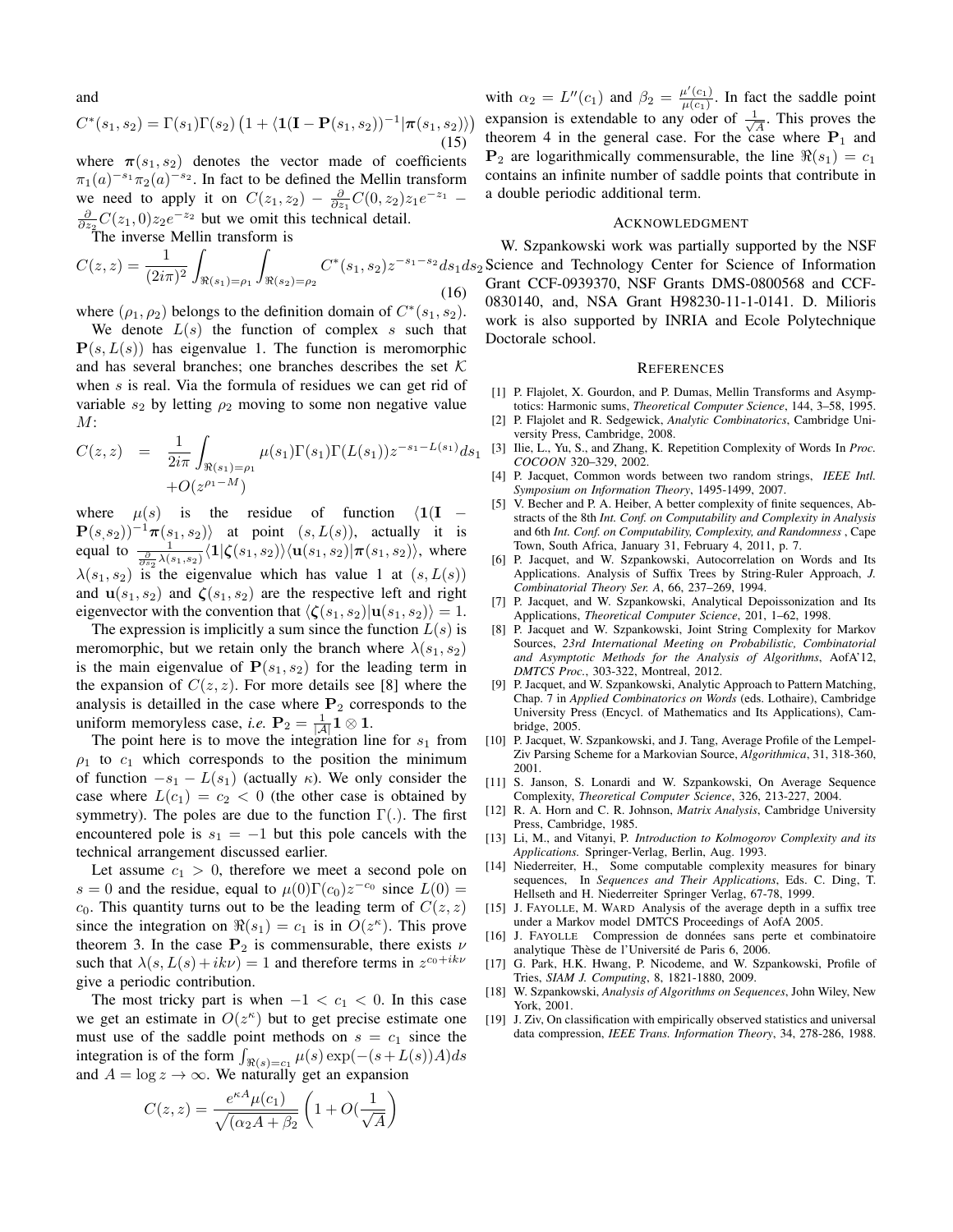and

$$C^*(s_1, s_2) = \Gamma(s_1)\Gamma(s_2)\left(1 + \langle \mathbf{1}(\mathbf{I} - \mathbf{P}(s_1, s_2))^{-1}|\boldsymbol{\pi}(s_1, s_2)\rangle\right) \tag{15}$$

where $\boldsymbol{\pi}(s_1, s_2)$ denotes the vector made of coefficients $\pi_1(a)^{-s_1}\pi_2(a)^{-s_2}$. In fact to be defined the Mellin transform we need to apply it on $C(z_1, z_2) - \frac{\partial}{\partial z_1}C(0, z_2)z_1e^{-z_1} - \frac{\partial}{\partial z_2}C(z_1, 0)z_2e^{-z_2}$ but we omit this technical detail.

The inverse Mellin transform is

$$C(z, z) = \frac{1}{(2i\pi)^2}\int_{\Re(s_1)=\rho_1}\int_{\Re(s_2)=\rho_2} C^*(s_1, s_2)z^{-s_1-s_2}ds_1ds_2 \tag{16}$$

where $(\rho_1, \rho_2)$ belongs to the function definition domain of $C^*(s_1, s_2)$.

We denote $L(s)$ the function of complex $s$ such that $\mathbf{P}(s, L(s))$ has eigenvalue 1. The function is meromorphic and has several branches; one branches describes the set $\mathcal{K}$ when $s$ is real. Via the formula of residues we can get rid of variable $s_2$ by letting $\rho_2$ moving to some non negative value $M$:

$$\begin{aligned} C(z, z) &= \frac{1}{2i\pi}\int_{\Re(s_1)=\rho_1} \mu(s_1)\Gamma(s_1)\Gamma(L(s_1))z^{-s_1-L(s_1)}ds_1 \\ &\quad + O(z^{\rho_1 - M}) \end{aligned}$$

where $\mu(s)$ is the residue of function $\langle \mathbf{1}(\mathbf{I} - \mathbf{P}(s, s_2))^{-1}\boldsymbol{\pi}(s_1, s_2)\rangle$ at point $(s, L(s))$, actually it is equal to $\frac{1}{\frac{\partial}{\partial s_2}\lambda(s_1, s_2)}\langle \mathbf{1}|\boldsymbol{\zeta}(s_1, s_2)\rangle\langle \mathbf{u}(s_1, s_2)|\boldsymbol{\pi}(s_1, s_2)\rangle$, where $\lambda(s_1, s_2)$ is the eigenvalue which has value 1 at $(s, L(s))$ and $\mathbf{u}(s_1, s_2)$ and $\boldsymbol{\zeta}(s_1, s_2)$ are the respective left and right eigenvector with the convention that $\langle \boldsymbol{\zeta}(s_1, s_2)|\mathbf{u}(s_1, s_2)\rangle = 1$.

The expression is implicitly a sum since the function $L(s)$ is meromorphic, but we retain only the branch where $\lambda(s_1, s_2)$ is the main eigenvalue of $\mathbf{P}(s_1, s_2)$ for the leading term in the expansion of $C(z, z)$. For more details see [8] where the analysis is detailled in the case where $\mathbf{P}_2$ corresponds to the uniform memoryless case, *i.e.* $\mathbf{P}_2 = \frac{1}{|\mathcal{A}|}\mathbf{1} \otimes \mathbf{1}$.

The point here is to move the integration line for $s_1$ from $\rho_1$ to $c_1$ which corresponds to the position the minimum of function $-s_1 - L(s_1)$ (actually $\kappa$). We only consider the case where $L(c_1) = c_2 < 0$ (the other case is obtained by symmetry). The poles are due to the function $\Gamma(.)$. The first encountered pole is $s_1 = -1$ but this pole cancels with the technical arrangement discussed earlier.

Let assume $c_1 > 0$, therefore we meet a second pole on $s = 0$ and the residue, equal to $\mu(0)\Gamma(c_0)z^{-c_0}$ since $L(0) = c_0$. This quantity turns out to be the leading term of $C(z, z)$ since the integration on $\Re(s_1) = c_1$ is in $O(z^\kappa)$. This prove theorem 3. In the case $\mathbf{P}_2$ is commensurable, there exists $\nu$ such that $\lambda(s, L(s) + ik\nu) = 1$ and therefore terms in $z^{c_0+ik\nu}$ give a periodic contribution.

The most tricky part is when $-1 < c_1 < 0$. In this case we get an estimate in $O(z^\kappa)$ but to get precise estimate one must use of the saddle point methods on $s = c_1$ since the integration is of the form $\int_{\Re(s)=c_1}\mu(s)\exp(-(s + L(s))A)ds$ and $A = \log z \to \infty$. We naturally get an expansion

$$C(z, z) = \frac{e^{\kappa A}\mu(c_1)}{\sqrt{(\alpha_2 A + \beta_2}}\left(1 + O(\frac{1}{\sqrt{A}}\right)$$

with $\alpha_2 = L''(c_1)$ and $\beta_2 = \frac{\mu'(c_1)}{\mu(c_1)}$. In fact the saddle point expansion is extendable to any oder of $\frac{1}{\sqrt{A}}$. This proves the theorem 4 in the general case. For the case where $\mathbf{P}_1$ and $\mathbf{P}_2$ are logarithmically commensurable, the line $\Re(s_1) = c_1$ contains an infinite number of saddle points that contribute in a double periodic additional term.

## Acknowledgment

W. Szpankowski work was partially supported by the NSF Science and Technology Center for Science of Information Grant CCF-0939370, NSF Grants DMS-0800568 and CCF-0830140, and, NSA Grant H98230-11-1-0141. D. Milioris work is also supported by INRIA and Ecole Polytechnique Doctorale school.

## References

[1] P. Flajolet, X. Gourdon, and P. Dumas, Mellin Transforms and Asymptotics: Harmonic sums, *Theoretical Computer Science*, 144, 3–58, 1995.

[2] P. Flajolet and R. Sedgewick, *Analytic Combinatorics*, Cambridge University Press, Cambridge, 2008.

[3] Ilie, L., Yu, S., and Zhang, K. Repetition Complexity of Words In *Proc. COCOON* 320–329, 2002.

[4] P. Jacquet, Common words between two random strings, *IEEE Intl. Symposium on Information Theory*, 1495-1499, 2007.

[5] V. Becher and P. A. Heiber, A better complexity of finite sequences, Abstracts of the 8th *Int. Conf. on Computability and Complexity in Analysis* and 6th *Int. Conf. on Computability, Complexity, and Randomness* , Cape Town, South Africa, January 31, February 4, 2011, p. 7.

[6] P. Jacquet, and W. Szpankowski, Autocorrelation on Words and Its Applications. Analysis of Suffix Trees by String-Ruler Approach, *J. Combinatorial Theory Ser. A*, 66, 237–269, 1994.

[7] P. Jacquet, and W. Szpankowski, Analytical Depoissonization and Its Applications, *Theoretical Computer Science*, 201, 1–62, 1998.

[8] P. Jacquet and W. Szpankowski, Joint String Complexity for Markov Sources, *23rd International Meeting on Probabilistic, Combinatorial and Asymptotic Methods for the Analysis of Algorithms*, AofA'12, *DMTCS Proc.*, 303-322, Montreal, 2012.

[9] P. Jacquet, and W. Szpankowski, Analytic Approach to Pattern Matching, Chap. 7 in *Applied Combinatorics on Words* (eds. Lothaire), Cambridge University Press (Encycl. of Mathematics and Its Applications), Cambridge, 2005.

[10] P. Jacquet, W. Szpankowski, and J. Tang, Average Profile of the Lempel-Ziv Parsing Scheme for a Markovian Source, *Algorithmica*, 31, 318-360, 2001.

[11] S. Janson, S. Lonardi and W. Szpankowski, On Average Sequence Complexity, *Theoretical Computer Science*, 326, 213-227, 2004.

[12] R. A. Horn and C. R. Johnson, *Matrix Analysis*, Cambridge University Press, Cambridge, 1985.

[13] Li, M., and Vitanyi, P. *Introduction to Kolmogorov Complexity and its Applications*. Springer-Verlag, Berlin, Aug. 1993.

[14] Niederreiter, H., Some computable complexity measures for binary sequences, In *Sequences and Their Applications*, Eds. C. Ding, T. Hellseth and H. Niederreiter Springer Verlag, 67-78, 1999.

[15] J. Fayolle, M. Ward Analysis of the average depth in a suffix tree under a Markov model DMTCS Proceedings of AofA 2005.

[16] J. Fayolle Compression de données sans perte et combinatoire analytique Thèse de l'Université de Paris 6, 2006.

[17] G. Park, H.K. Hwang, P. Nicodeme, and W. Szpankowski, Profile of Tries, *SIAM J. Computing*, 8, 1821-1880, 2009.

[18] W. Szpankowski, *Analysis of Algorithms on Sequences*, John Wiley, New York, 2001.

[19] J. Ziv, On classification with empirically observed statistics and universal data compression, *IEEE Trans. Information Theory*, 34, 278-286, 1988.